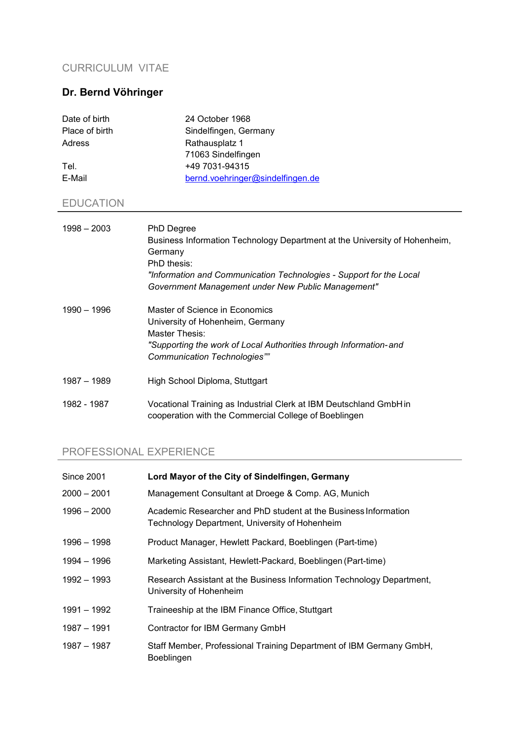## CURRICULUM VITAE

### Dr. Bernd Vöhringer

| | |
|---|---|
| Date of birth | 24 October 1968 |
| Place of birth | Sindelfingen, Germany |
| Adress | Rathausplatz 1<br>71063 Sindelfingen |
| Tel. | +49 7031-94315 |
| E-Mail | bernd.voehringer@sindelfingen.de |

## EDUCATION

| | |
|---|---|
| 1998 – 2003 | PhD Degree<br>Business Information Technology Department at the University of Hohenheim, Germany<br>PhD thesis:<br>*"Information and Communication Technologies - Support for the Local Government Management under New Public Management"* |
| 1990 – 1996 | Master of Science in Economics<br>University of Hohenheim, Germany<br>Master Thesis:<br>*"Supporting the work of Local Authorities through Information-and Communication Technologies""* |
| 1987 – 1989 | High School Diploma, Stuttgart |
| 1982 - 1987 | Vocational Training as Industrial Clerk at IBM Deutschland GmbH in cooperation with the Commercial College of Boeblingen |

## PROFESSIONAL EXPERIENCE

| | |
|---|---|
| Since 2001 | **Lord Mayor of the City of Sindelfingen, Germany** |
| 2000 – 2001 | Management Consultant at Droege & Comp. AG, Munich |
| 1996 – 2000 | Academic Researcher and PhD student at the Business Information Technology Department, University of Hohenheim |
| 1996 – 1998 | Product Manager, Hewlett Packard, Boeblingen (Part-time) |
| 1994 – 1996 | Marketing Assistant, Hewlett-Packard, Boeblingen (Part-time) |
| 1992 – 1993 | Research Assistant at the Business Information Technology Department, University of Hohenheim |
| 1991 – 1992 | Traineeship at the IBM Finance Office, Stuttgart |
| 1987 – 1991 | Contractor for IBM Germany GmbH |
| 1987 – 1987 | Staff Member, Professional Training Department of IBM Germany GmbH, Boeblingen |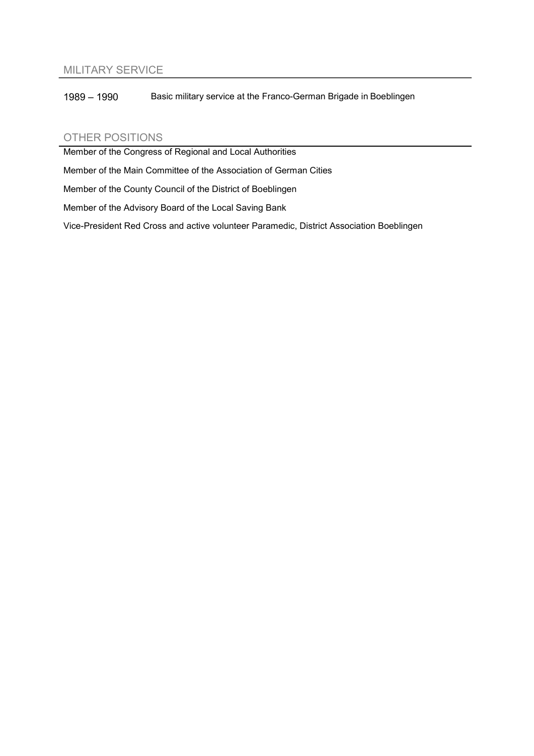## MILITARY SERVICE

1989 – 1990 Basic military service at the Franco-German Brigade in Boeblingen

## OTHER POSITIONS

Member of the Congress of Regional and Local Authorities

Member of the Main Committee of the Association of German Cities

Member of the County Council of the District of Boeblingen

Member of the Advisory Board of the Local Saving Bank

Vice-President Red Cross and active volunteer Paramedic, District Association Boeblingen